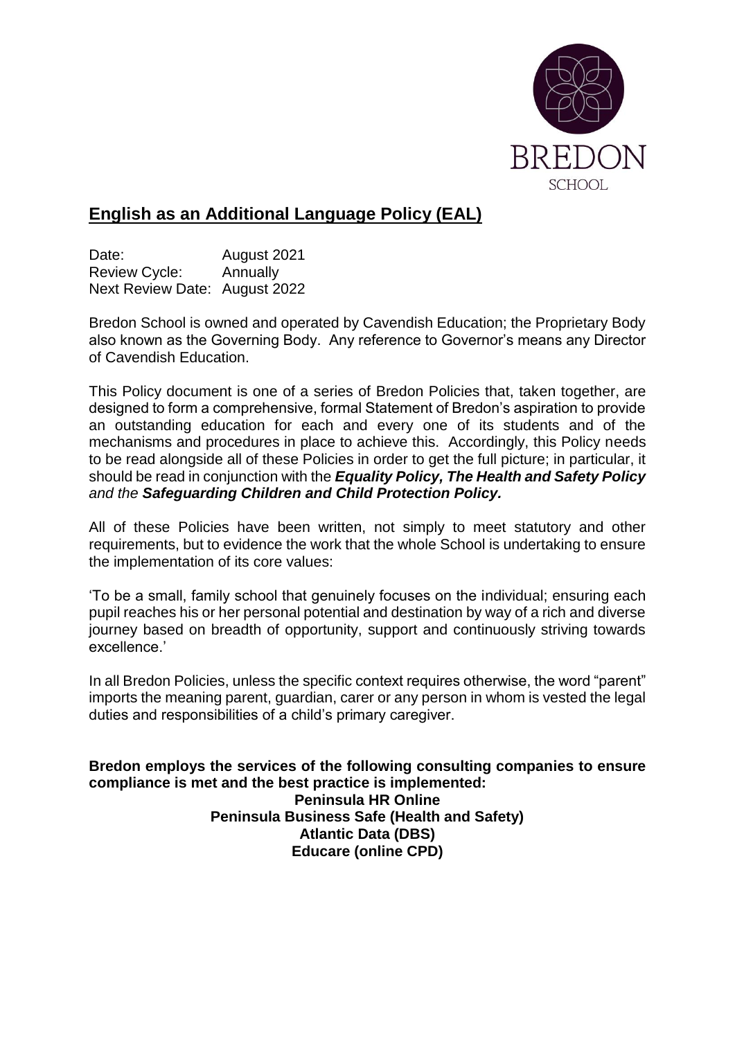BREDON
SCHOOL

# English as an Additional Language Policy (EAL)

Date: August 2021
Review Cycle: Annually
Next Review Date: August 2022

Bredon School is owned and operated by Cavendish Education; the Proprietary Body also known as the Governing Body. Any reference to Governor's means any Director of Cavendish Education.

This Policy document is one of a series of Bredon Policies that, taken together, are designed to form a comprehensive, formal Statement of Bredon's aspiration to provide an outstanding education for each and every one of its students and of the mechanisms and procedures in place to achieve this. Accordingly, this Policy needs to be read alongside all of these Policies in order to get the full picture; in particular, it should be read in conjunction with the ***Equality Policy, The Health and Safety Policy*** *and the* ***Safeguarding Children and Child Protection Policy.***

All of these Policies have been written, not simply to meet statutory and other requirements, but to evidence the work that the whole School is undertaking to ensure the implementation of its core values:

'To be a small, family school that genuinely focuses on the individual; ensuring each pupil reaches his or her personal potential and destination by way of a rich and diverse journey based on breadth of opportunity, support and continuously striving towards excellence.'

In all Bredon Policies, unless the specific context requires otherwise, the word "parent" imports the meaning parent, guardian, carer or any person in whom is vested the legal duties and responsibilities of a child's primary caregiver.

**Bredon employs the services of the following consulting companies to ensure compliance is met and the best practice is implemented:**

**Peninsula HR Online**
**Peninsula Business Safe (Health and Safety)**
**Atlantic Data (DBS)**
**Educare (online CPD)**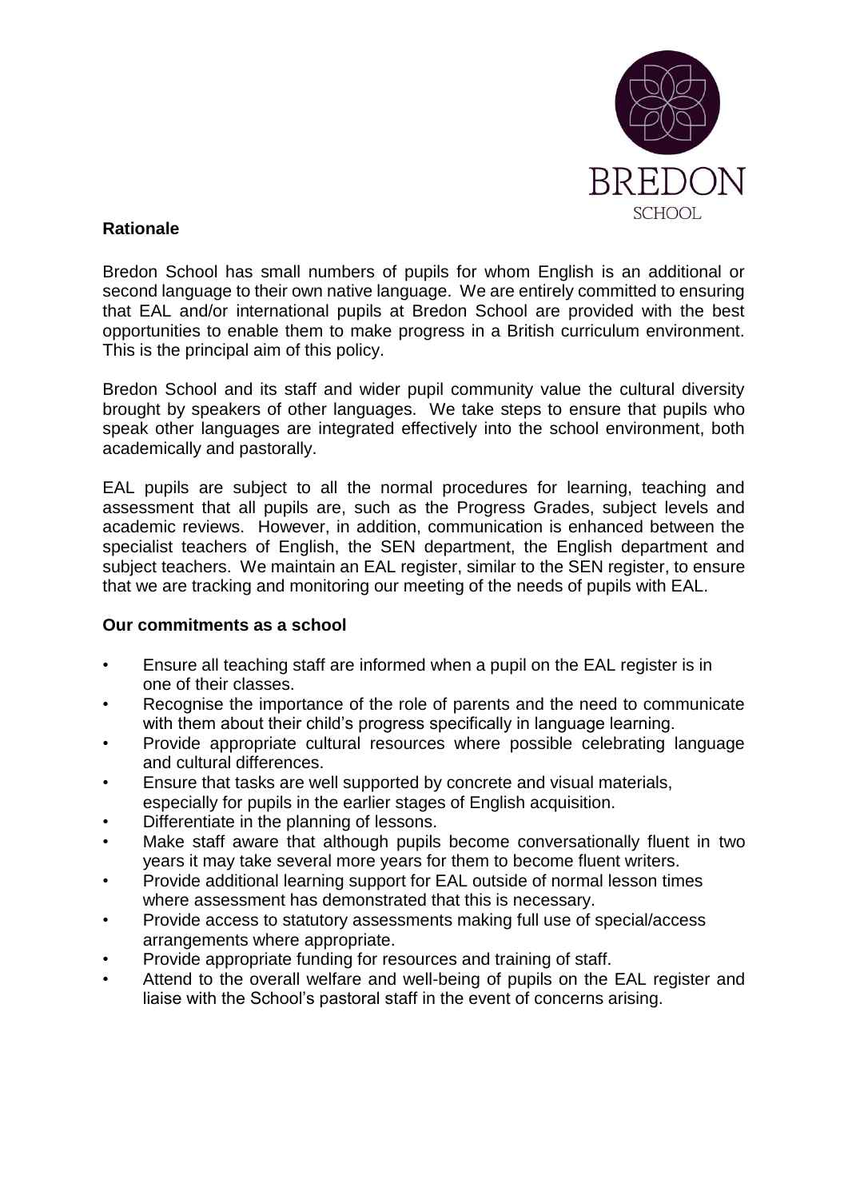## Rationale

Bredon School has small numbers of pupils for whom English is an additional or second language to their own native language. We are entirely committed to ensuring that EAL and/or international pupils at Bredon School are provided with the best opportunities to enable them to make progress in a British curriculum environment. This is the principal aim of this policy.

Bredon School and its staff and wider pupil community value the cultural diversity brought by speakers of other languages. We take steps to ensure that pupils who speak other languages are integrated effectively into the school environment, both academically and pastorally.

EAL pupils are subject to all the normal procedures for learning, teaching and assessment that all pupils are, such as the Progress Grades, subject levels and academic reviews. However, in addition, communication is enhanced between the specialist teachers of English, the SEN department, the English department and subject teachers. We maintain an EAL register, similar to the SEN register, to ensure that we are tracking and monitoring our meeting of the needs of pupils with EAL.

## Our commitments as a school

- Ensure all teaching staff are informed when a pupil on the EAL register is in one of their classes.
- Recognise the importance of the role of parents and the need to communicate with them about their child's progress specifically in language learning.
- Provide appropriate cultural resources where possible celebrating language and cultural differences.
- Ensure that tasks are well supported by concrete and visual materials, especially for pupils in the earlier stages of English acquisition.
- Differentiate in the planning of lessons.
- Make staff aware that although pupils become conversationally fluent in two years it may take several more years for them to become fluent writers.
- Provide additional learning support for EAL outside of normal lesson times where assessment has demonstrated that this is necessary.
- Provide access to statutory assessments making full use of special/access arrangements where appropriate.
- Provide appropriate funding for resources and training of staff.
- Attend to the overall welfare and well-being of pupils on the EAL register and liaise with the School's pastoral staff in the event of concerns arising.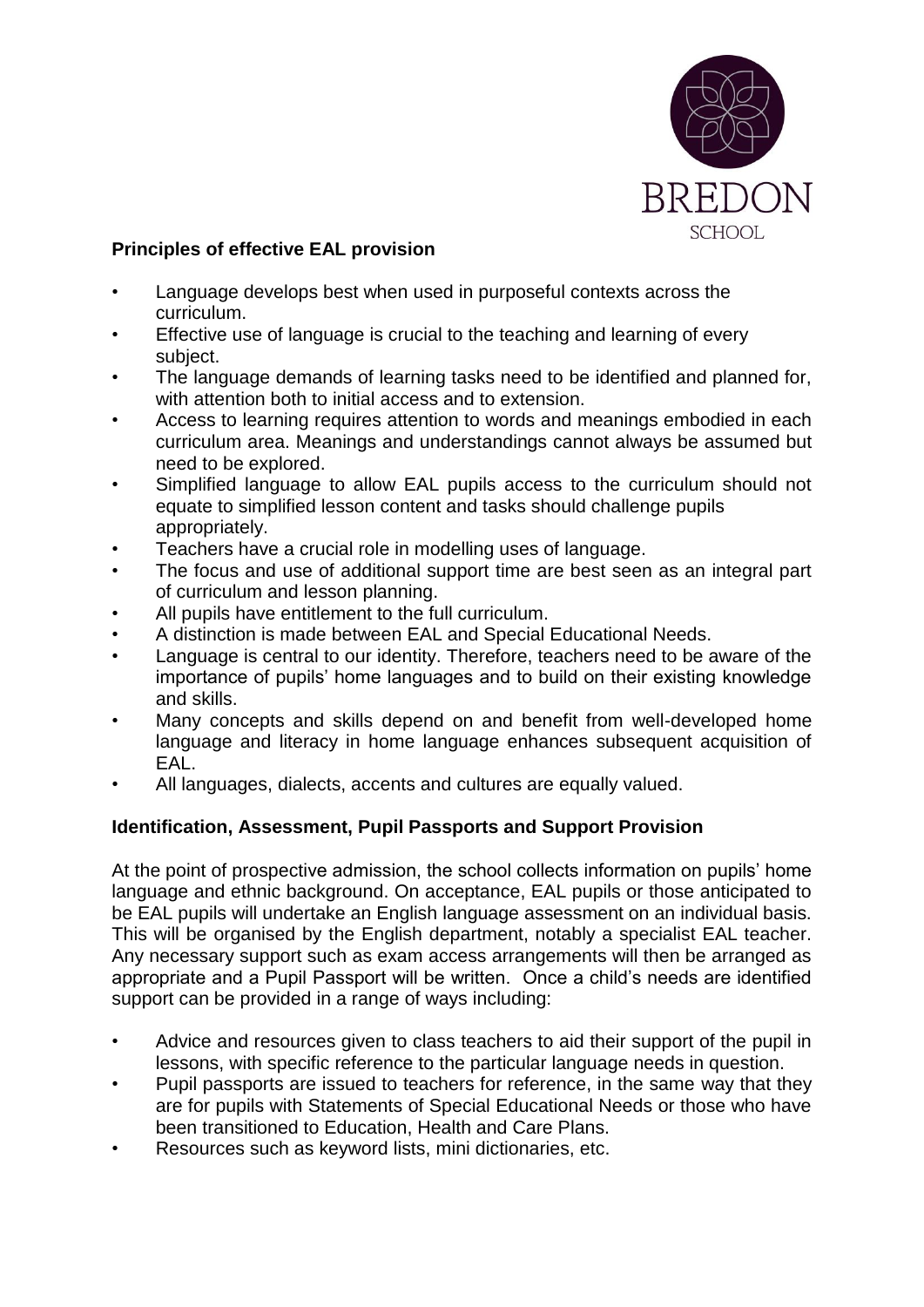## Principles of effective EAL provision

- Language develops best when used in purposeful contexts across the curriculum.
- Effective use of language is crucial to the teaching and learning of every subject.
- The language demands of learning tasks need to be identified and planned for, with attention both to initial access and to extension.
- Access to learning requires attention to words and meanings embodied in each curriculum area. Meanings and understandings cannot always be assumed but need to be explored.
- Simplified language to allow EAL pupils access to the curriculum should not equate to simplified lesson content and tasks should challenge pupils appropriately.
- Teachers have a crucial role in modelling uses of language.
- The focus and use of additional support time are best seen as an integral part of curriculum and lesson planning.
- All pupils have entitlement to the full curriculum.
- A distinction is made between EAL and Special Educational Needs.
- Language is central to our identity. Therefore, teachers need to be aware of the importance of pupils' home languages and to build on their existing knowledge and skills.
- Many concepts and skills depend on and benefit from well-developed home language and literacy in home language enhances subsequent acquisition of EAL.
- All languages, dialects, accents and cultures are equally valued.

## Identification, Assessment, Pupil Passports and Support Provision

At the point of prospective admission, the school collects information on pupils' home language and ethnic background. On acceptance, EAL pupils or those anticipated to be EAL pupils will undertake an English language assessment on an individual basis. This will be organised by the English department, notably a specialist EAL teacher. Any necessary support such as exam access arrangements will then be arranged as appropriate and a Pupil Passport will be written. Once a child's needs are identified support can be provided in a range of ways including:

- Advice and resources given to class teachers to aid their support of the pupil in lessons, with specific reference to the particular language needs in question.
- Pupil passports are issued to teachers for reference, in the same way that they are for pupils with Statements of Special Educational Needs or those who have been transitioned to Education, Health and Care Plans.
- Resources such as keyword lists, mini dictionaries, etc.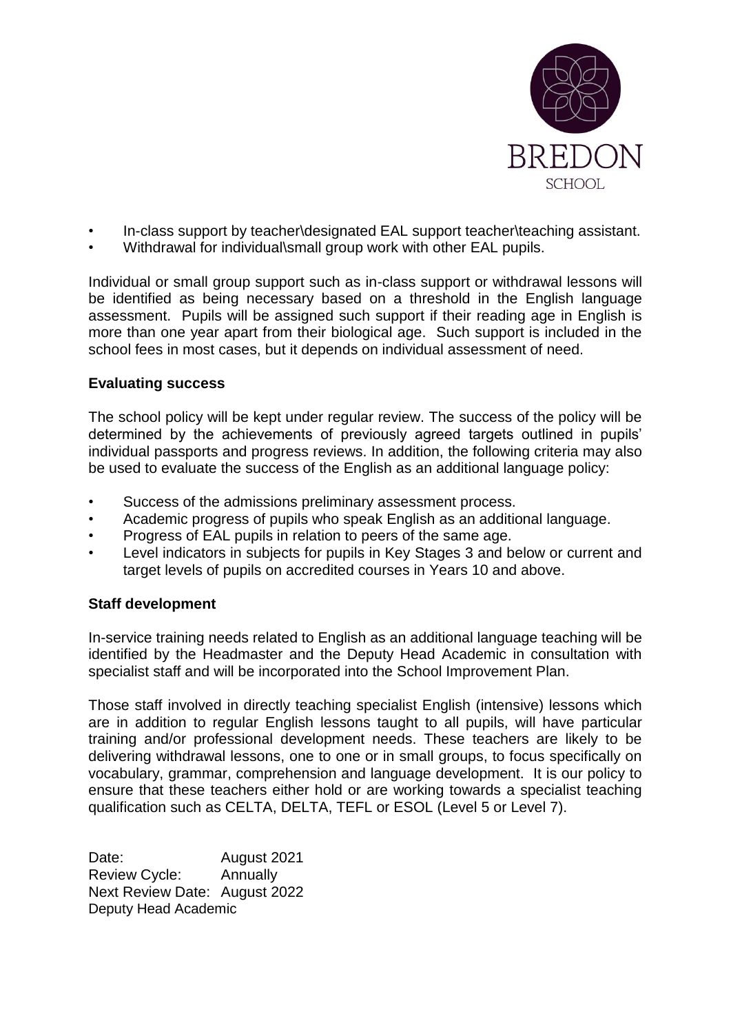- In-class support by teacher\designated EAL support teacher\teaching assistant.
- Withdrawal for individual\small group work with other EAL pupils.

Individual or small group support such as in-class support or withdrawal lessons will be identified as being necessary based on a threshold in the English language assessment. Pupils will be assigned such support if their reading age in English is more than one year apart from their biological age. Such support is included in the school fees in most cases, but it depends on individual assessment of need.

**Evaluating success**

The school policy will be kept under regular review. The success of the policy will be determined by the achievements of previously agreed targets outlined in pupils' individual passports and progress reviews. In addition, the following criteria may also be used to evaluate the success of the English as an additional language policy:

- Success of the admissions preliminary assessment process.
- Academic progress of pupils who speak English as an additional language.
- Progress of EAL pupils in relation to peers of the same age.
- Level indicators in subjects for pupils in Key Stages 3 and below or current and target levels of pupils on accredited courses in Years 10 and above.

**Staff development**

In-service training needs related to English as an additional language teaching will be identified by the Headmaster and the Deputy Head Academic in consultation with specialist staff and will be incorporated into the School Improvement Plan.

Those staff involved in directly teaching specialist English (intensive) lessons which are in addition to regular English lessons taught to all pupils, will have particular training and/or professional development needs. These teachers are likely to be delivering withdrawal lessons, one to one or in small groups, to focus specifically on vocabulary, grammar, comprehension and language development. It is our policy to ensure that these teachers either hold or are working towards a specialist teaching qualification such as CELTA, DELTA, TEFL or ESOL (Level 5 or Level 7).

Date: August 2021
Review Cycle: Annually
Next Review Date: August 2022
Deputy Head Academic